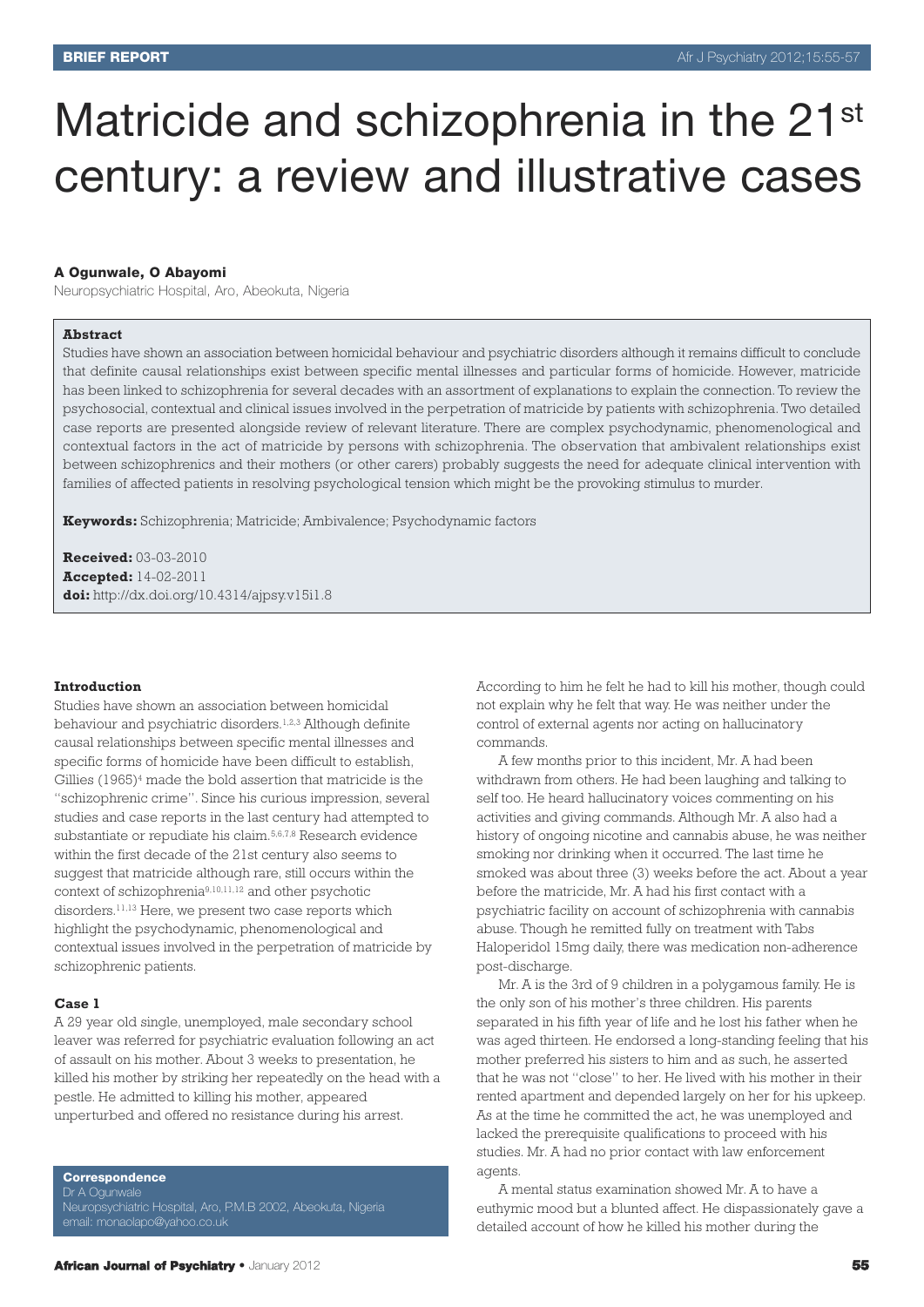**BRIEF REPORT**

# Matricide and schizophrenia in the 21st century: a review and illustrative cases

**A Ogunwale, O Abayomi**

Neuropsychiatric Hospital, Aro, Abeokuta, Nigeria

**Abstract**

Studies have shown an association between homicidal behaviour and psychiatric disorders although it remains difficult to conclude that definite causal relationships exist between specific mental illnesses and particular forms of homicide. However, matricide has been linked to schizophrenia for several decades with an assortment of explanations to explain the connection. To review the psychosocial, contextual and clinical issues involved in the perpetration of matricide by patients with schizophrenia. Two detailed case reports are presented alongside review of relevant literature. There are complex psychodynamic, phenomenological and contextual factors in the act of matricide by persons with schizophrenia. The observation that ambivalent relationships exist between schizophrenics and their mothers (or other carers) probably suggests the need for adequate clinical intervention with families of affected patients in resolving psychological tension which might be the provoking stimulus to murder.

**Keywords:** Schizophrenia; Matricide; Ambivalence; Psychodynamic factors

**Received:** 03-03-2010
**Accepted:** 14-02-2011
**doi:** http://dx.doi.org/10.4314/ajpsy.v15i1.8

## Introduction

Studies have shown an association between homicidal behaviour and psychiatric disorders.[1,2,3] Although definite causal relationships between specific mental illnesses and specific forms of homicide have been difficult to establish, Gillies (1965)[4] made the bold assertion that matricide is the "schizophrenic crime". Since his curious impression, several studies and case reports in the last century had attempted to substantiate or repudiate his claim.[5,6,7,8] Research evidence within the first decade of the 21st century also seems to suggest that matricide although rare, still occurs within the context of schizophrenia[9,10,11,12] and other psychotic disorders.[11,13] Here, we present two case reports which highlight the psychodynamic, phenomenological and contextual issues involved in the perpetration of matricide by schizophrenic patients.

## Case 1

A 29 year old single, unemployed, male secondary school leaver was referred for psychiatric evaluation following an act of assault on his mother. About 3 weeks to presentation, he killed his mother by striking her repeatedly on the head with a pestle. He admitted to killing his mother, appeared unperturbed and offered no resistance during his arrest.

**Correspondence**
Dr A Ogunwale
Neuropsychiatric Hospital, Aro, P.M.B 2002, Abeokuta, Nigeria
email: monaolapo@yahoo.co.uk

According to him he felt he had to kill his mother, though could not explain why he felt that way. He was neither under the control of external agents nor acting on hallucinatory commands.

A few months prior to this incident, Mr. A had been withdrawn from others. He had been laughing and talking to self too. He heard hallucinatory voices commenting on his activities and giving commands. Although Mr. A also had a history of ongoing nicotine and cannabis abuse, he was neither smoking nor drinking when it occurred. The last time he smoked was about three (3) weeks before the act. About a year before the matricide, Mr. A had his first contact with a psychiatric facility on account of schizophrenia with cannabis abuse. Though he remitted fully on treatment with Tabs Haloperidol 15mg daily, there was medication non-adherence post-discharge.

Mr. A is the 3rd of 9 children in a polygamous family. He is the only son of his mother's three children. His parents separated in his fifth year of life and he lost his father when he was aged thirteen. He endorsed a long-standing feeling that his mother preferred his sisters to him and as such, he asserted that he was not "close" to her. He lived with his mother in their rented apartment and depended largely on her for his upkeep. As at the time he committed the act, he was unemployed and lacked the prerequisite qualifications to proceed with his studies. Mr. A had no prior contact with law enforcement agents.

A mental status examination showed Mr. A to have a euthymic mood but a blunted affect. He dispassionately gave a detailed account of how he killed his mother during the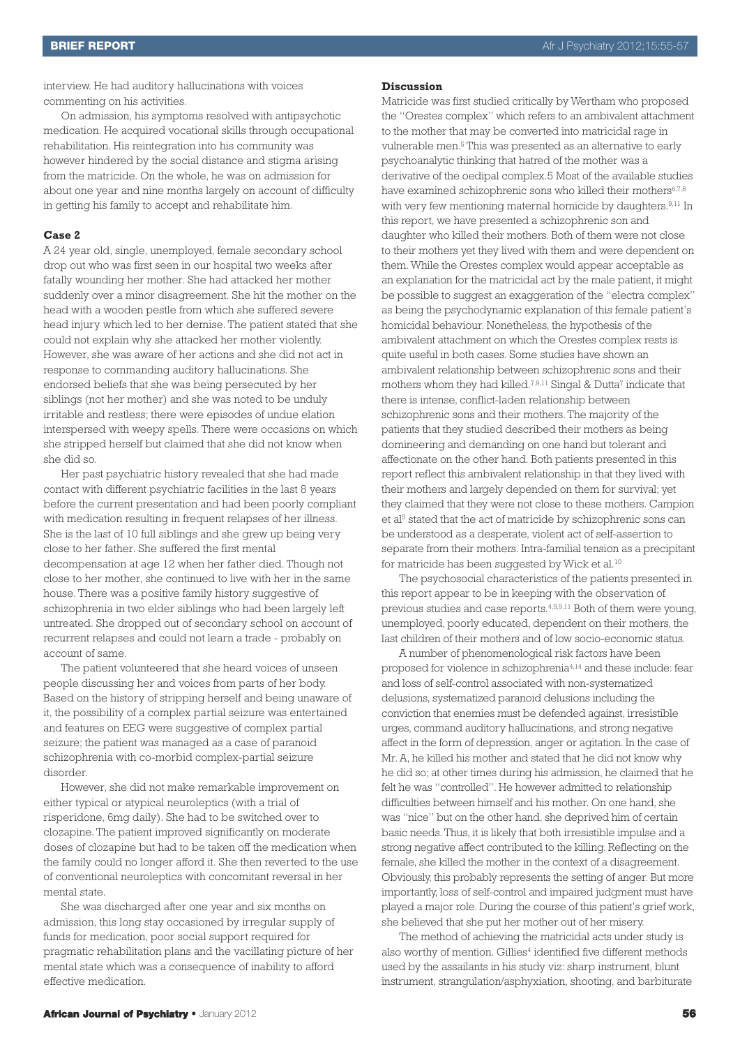interview. He had auditory hallucinations with voices commenting on his activities.

On admission, his symptoms resolved with antipsychotic medication. He acquired vocational skills through occupational rehabilitation. His reintegration into his community was however hindered by the social distance and stigma arising from the matricide. On the whole, he was on admission for about one year and nine months largely on account of difficulty in getting his family to accept and rehabilitate him.

### Case 2

A 24 year old, single, unemployed, female secondary school drop out who was first seen in our hospital two weeks after fatally wounding her mother. She had attacked her mother suddenly over a minor disagreement. She hit the mother on the head with a wooden pestle from which she suffered severe head injury which led to her demise. The patient stated that she could not explain why she attacked her mother violently. However, she was aware of her actions and she did not act in response to commanding auditory hallucinations. She endorsed beliefs that she was being persecuted by her siblings (not her mother) and she was noted to be unduly irritable and restless; there were episodes of undue elation interspersed with weepy spells. There were occasions on which she stripped herself but claimed that she did not know when she did so.

Her past psychiatric history revealed that she had made contact with different psychiatric facilities in the last 8 years before the current presentation and had been poorly compliant with medication resulting in frequent relapses of her illness. She is the last of 10 full siblings and she grew up being very close to her father. She suffered the first mental decompensation at age 12 when her father died. Though not close to her mother, she continued to live with her in the same house. There was a positive family history suggestive of schizophrenia in two elder siblings who had been largely left untreated. She dropped out of secondary school on account of recurrent relapses and could not learn a trade - probably on account of same.

The patient volunteered that she heard voices of unseen people discussing her and voices from parts of her body. Based on the history of stripping herself and being unaware of it, the possibility of a complex partial seizure was entertained and features on EEG were suggestive of complex partial seizure; the patient was managed as a case of paranoid schizophrenia with co-morbid complex-partial seizure disorder.

However, she did not make remarkable improvement on either typical or atypical neuroleptics (with a trial of risperidone, 6mg daily). She had to be switched over to clozapine. The patient improved significantly on moderate doses of clozapine but had to be taken off the medication when the family could no longer afford it. She then reverted to the use of conventional neuroleptics with concomitant reversal in her mental state.

She was discharged after one year and six months on admission, this long stay occasioned by irregular supply of funds for medication, poor social support required for pragmatic rehabilitation plans and the vacillating picture of her mental state which was a consequence of inability to afford effective medication.

### Discussion

Matricide was first studied critically by Wertham who proposed the "Orestes complex" which refers to an ambivalent attachment to the mother that may be converted into matricidal rage in vulnerable men.[5] This was presented as an alternative to early psychoanalytic thinking that hatred of the mother was a derivative of the oedipal complex.5 Most of the available studies have examined schizophrenic sons who killed their mothers[6,7,8] with very few mentioning maternal homicide by daughters.[9,11] In this report, we have presented a schizophrenic son and daughter who killed their mothers. Both of them were not close to their mothers yet they lived with them and were dependent on them. While the Orestes complex would appear acceptable as an explanation for the matricidal act by the male patient, it might be possible to suggest an exaggeration of the "electra complex" as being the psychodynamic explanation of this female patient's homicidal behaviour. Nonetheless, the hypothesis of the ambivalent attachment on which the Orestes complex rests is quite useful in both cases. Some studies have shown an ambivalent relationship between schizophrenic sons and their mothers whom they had killed.[7,9,11] Singal & Dutta[7] indicate that there is intense, conflict-laden relationship between schizophrenic sons and their mothers. The majority of the patients that they studied described their mothers as being domineering and demanding on one hand but tolerant and affectionate on the other hand. Both patients presented in this report reflect this ambivalent relationship in that they lived with their mothers and largely depended on them for survival; yet they claimed that they were not close to these mothers. Campion et al[5] stated that the act of matricide by schizophrenic sons can be understood as a desperate, violent act of self-assertion to separate from their mothers. Intra-familial tension as a precipitant for matricide has been suggested by Wick et al.[10]

The psychosocial characteristics of the patients presented in this report appear to be in keeping with the observation of previous studies and case reports.[4,5,9,11] Both of them were young, unemployed, poorly educated, dependent on their mothers, the last children of their mothers and of low socio-economic status.

A number of phenomenological risk factors have been proposed for violence in schizophrenia[4,14] and these include: fear and loss of self-control associated with non-systematized delusions, systematized paranoid delusions including the conviction that enemies must be defended against, irresistible urges, command auditory hallucinations, and strong negative affect in the form of depression, anger or agitation. In the case of Mr. A, he killed his mother and stated that he did not know why he did so; at other times during his admission, he claimed that he felt he was "controlled". He however admitted to relationship difficulties between himself and his mother. On one hand, she was "nice" but on the other hand, she deprived him of certain basic needs. Thus, it is likely that both irresistible impulse and a strong negative affect contributed to the killing. Reflecting on the female, she killed the mother in the context of a disagreement. Obviously, this probably represents the setting of anger. But more importantly, loss of self-control and impaired judgment must have played a major role. During the course of this patient's grief work, she believed that she put her mother out of her misery.

The method of achieving the matricidal acts under study is also worthy of mention. Gillies[4] identified five different methods used by the assailants in his study viz: sharp instrument, blunt instrument, strangulation/asphyxiation, shooting, and barbiturate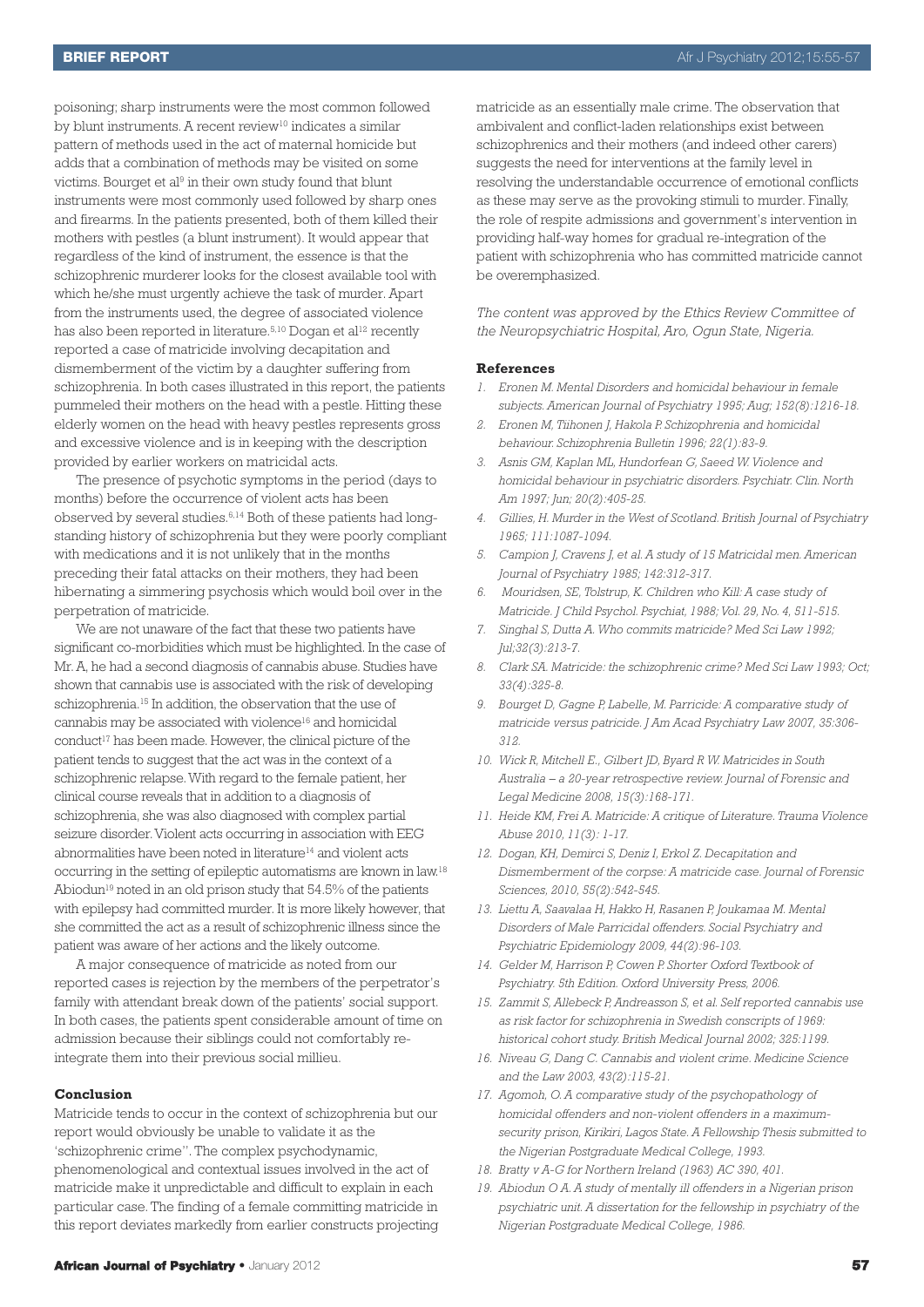poisoning; sharp instruments were the most common followed by blunt instruments. A recent review[10] indicates a similar pattern of methods used in the act of maternal homicide but adds that a combination of methods may be visited on some victims. Bourget et al[9] in their own study found that blunt instruments were most commonly used followed by sharp ones and firearms. In the patients presented, both of them killed their mothers with pestles (a blunt instrument). It would appear that regardless of the kind of instrument, the essence is that the schizophrenic murderer looks for the closest available tool with which he/she must urgently achieve the task of murder. Apart from the instruments used, the degree of associated violence has also been reported in literature.[5,10] Dogan et al[12] recently reported a case of matricide involving decapitation and dismemberment of the victim by a daughter suffering from schizophrenia. In both cases illustrated in this report, the patients pummeled their mothers on the head with a pestle. Hitting these elderly women on the head with heavy pestles represents gross and excessive violence and is in keeping with the description provided by earlier workers on matricidal acts.

The presence of psychotic symptoms in the period (days to months) before the occurrence of violent acts has been observed by several studies.[5,14] Both of these patients had long-standing history of schizophrenia but they were poorly compliant with medications and it is not unlikely that in the months preceding their fatal attacks on their mothers, they had been hibernating a simmering psychosis which would boil over in the perpetration of matricide.

We are not unaware of the fact that these two patients have significant co-morbidities which must be highlighted. In the case of Mr. A, he had a second diagnosis of cannabis abuse. Studies have shown that cannabis use is associated with the risk of developing schizophrenia.[15] In addition, the observation that the use of cannabis may be associated with violence[16] and homicidal conduct[17] has been made. However, the clinical picture of the patient tends to suggest that the act was in the context of a schizophrenic relapse. With regard to the female patient, her clinical course reveals that in addition to a diagnosis of schizophrenia, she was also diagnosed with complex partial seizure disorder. Violent acts occurring in association with EEG abnormalities have been noted in literature[14] and violent acts occurring in the setting of epileptic automatisms are known in law.[18] Abiodun[19] noted in an old prison study that 54.5% of the patients with epilepsy had committed murder. It is more likely however, that she committed the act as a result of schizophrenic illness since the patient was aware of her actions and the likely outcome.

A major consequence of matricide as noted from our reported cases is rejection by the members of the perpetrator's family with attendant break down of the patients' social support. In both cases, the patients spent considerable amount of time on admission because their siblings could not comfortably re-integrate them into their previous social millieu.

## Conclusion

Matricide tends to occur in the context of schizophrenia but our report would obviously be unable to validate it as the 'schizophrenic crime''. The complex psychodynamic, phenomenological and contextual issues involved in the act of matricide make it unpredictable and difficult to explain in each particular case. The finding of a female committing matricide in this report deviates markedly from earlier constructs projecting matricide as an essentially male crime. The observation that ambivalent and conflict-laden relationships exist between schizophrenics and their mothers (and indeed other carers) suggests the need for interventions at the family level in resolving the understandable occurrence of emotional conflicts as these may serve as the provoking stimuli to murder. Finally, the role of respite admissions and government's intervention in providing half-way homes for gradual re-integration of the patient with schizophrenia who has committed matricide cannot be overemphasized.

*The content was approved by the Ethics Review Committee of the Neuropsychiatric Hospital, Aro, Ogun State, Nigeria.*

## References

1. *Eronen M. Mental Disorders and homicidal behaviour in female subjects. American Journal of Psychiatry 1995; Aug; 152(8):1216-18.*
2. *Eronen M, Tiihonen J, Hakola P. Schizophrenia and homicidal behaviour. Schizophrenia Bulletin 1996; 22(1):83-9.*
3. *Asnis GM, Kaplan ML, Hundorfean G, Saeed W. Violence and homicidal behaviour in psychiatric disorders. Psychiatr. Clin. North Am 1997; Jun; 20(2):405-25.*
4. *Gillies, H. Murder in the West of Scotland. British Journal of Psychiatry 1965; 111:1087-1094.*
5. *Campion J, Cravens J, et al. A study of 15 Matricidal men. American Journal of Psychiatry 1985; 142:312-317.*
6. *Mouridsen, SE, Tolstrup, K. Children who Kill: A case study of Matricide. J Child Psychol. Psychiat, 1988; Vol. 29, No. 4, 511-515.*
7. *Singhal S, Dutta A. Who commits matricide? Med Sci Law 1992; Jul;32(3):213-7.*
8. *Clark SA. Matricide: the schizophrenic crime? Med Sci Law 1993; Oct; 33(4):325-8.*
9. *Bourget D, Gagne P, Labelle, M. Parricide: A comparative study of matricide versus patricide. J Am Acad Psychiatry Law 2007, 35:306-312.*
10. *Wick R, Mitchell E., Gilbert JD, Byard R W. Matricides in South Australia – a 20-year retrospective review. Journal of Forensic and Legal Medicine 2008, 15(3):168-171.*
11. *Heide KM, Frei A. Matricide: A critique of Literature. Trauma Violence Abuse 2010, 11(3): 1-17.*
12. *Dogan, KH, Demirci S, Deniz I, Erkol Z. Decapitation and Dismemberment of the corpse: A matricide case. Journal of Forensic Sciences, 2010, 55(2):542-545.*
13. *Liettu A, Saavalaa H, Hakko H, Rasanen P, Joukamaa M. Mental Disorders of Male Parricidal offenders. Social Psychiatry and Psychiatric Epidemiology 2009, 44(2):96-103.*
14. *Gelder M, Harrison P, Cowen P. Shorter Oxford Textbook of Psychiatry. 5th Edition. Oxford University Press, 2006.*
15. *Zammit S, Allebeck P, Andreasson S, et al. Self reported cannabis use as risk factor for schizophrenia in Swedish conscripts of 1969: historical cohort study. British Medical Journal 2002; 325:1199.*
16. *Niveau G, Dang C. Cannabis and violent crime. Medicine Science and the Law 2003, 43(2):115-21.*
17. *Agomoh, O. A comparative study of the psychopathology of homicidal offenders and non-violent offenders in a maximum-security prison, Kirikiri, Lagos State. A Fellowship Thesis submitted to the Nigerian Postgraduate Medical College, 1993.*
18. *Bratty v A-G for Northern Ireland (1963) AC 390, 401.*
19. *Abiodun O A. A study of mentally ill offenders in a Nigerian prison psychiatric unit. A dissertation for the fellowship in psychiatry of the Nigerian Postgraduate Medical College, 1986.*